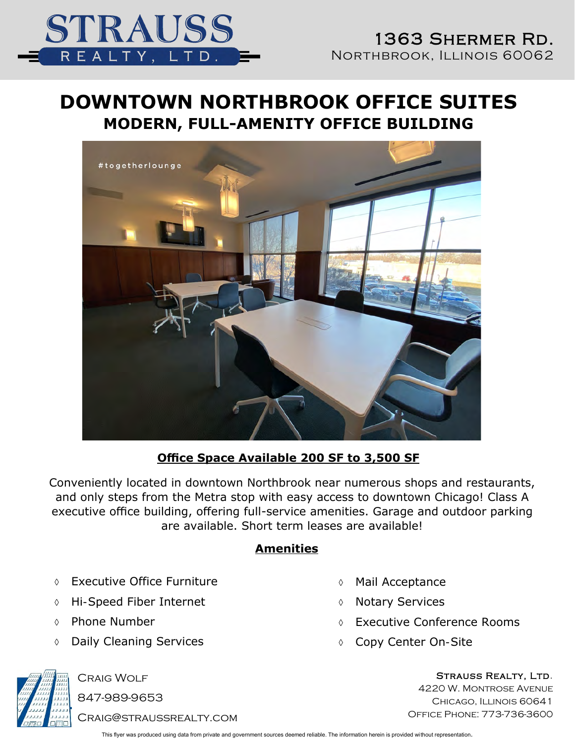STRAUSS REALTY, LTD.

1363 Shermer Rd.
Northbrook, Illinois 60062

# DOWNTOWN NORTHBROOK OFFICE SUITES

## MODERN, FULL-AMENITY OFFICE BUILDING

#togetherlounge

**Office Space Available 200 SF to 3,500 SF**

Conveniently located in downtown Northbrook near numerous shops and restaurants, and only steps from the Metra stop with easy access to downtown Chicago! Class A executive office building, offering full-service amenities. Garage and outdoor parking are available. Short term leases are available!

**Amenities**

- Executive Office Furniture
- Hi-Speed Fiber Internet
- Phone Number
- Daily Cleaning Services
- Mail Acceptance
- Notary Services
- Executive Conference Rooms
- Copy Center On-Site

Craig Wolf
847-989-9653
Craig@straussrealty.com

Strauss Realty, Ltd.
4220 W. Montrose Avenue
Chicago, Illinois 60641
Office Phone: 773-736-3600

This flyer was produced using data from private and government sources deemed reliable. The information herein is provided without representation.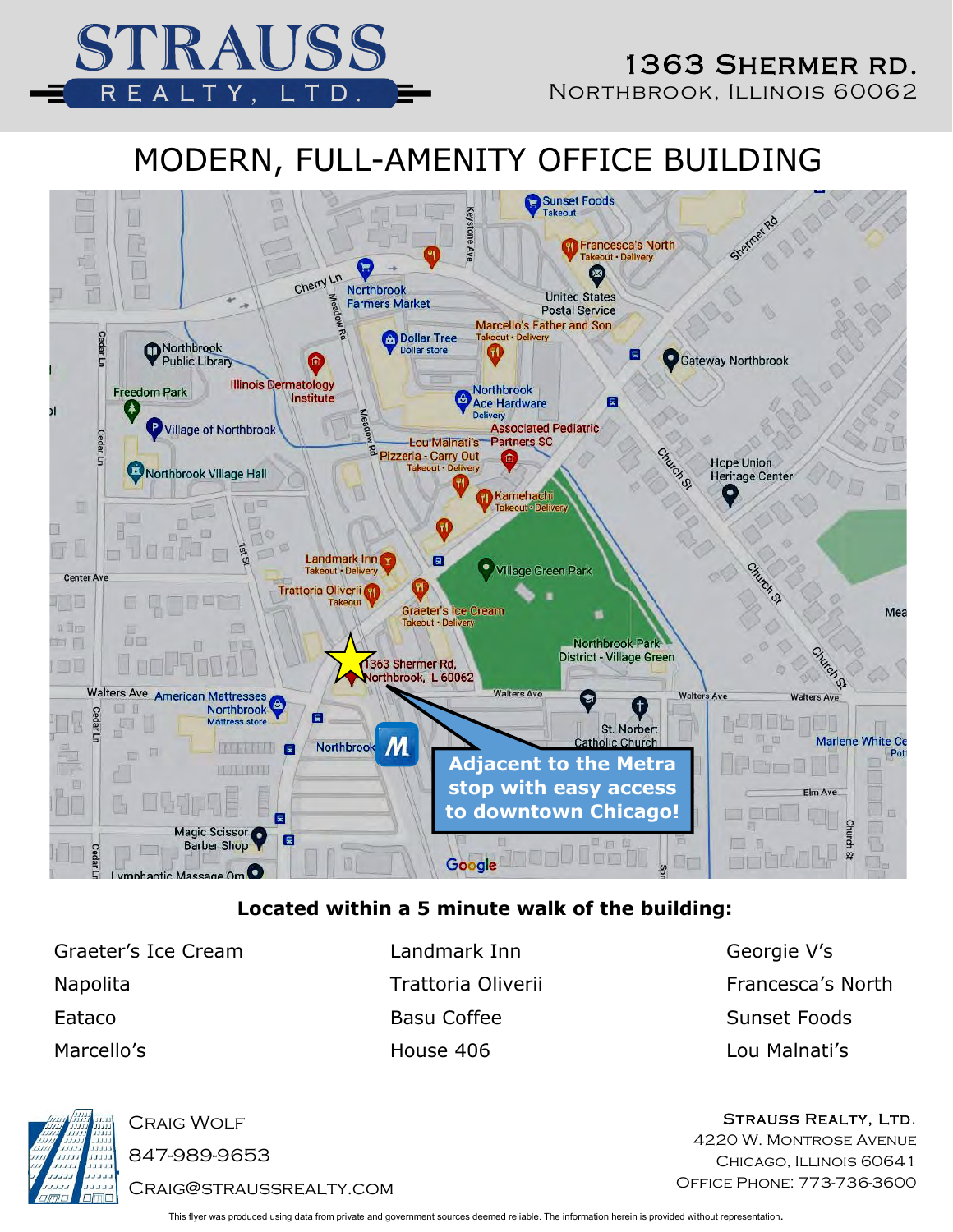# STRAUSS REALTY, LTD.

**1363 Shermer Rd.**
Northbrook, Illinois 60062

## MODERN, FULL-AMENITY OFFICE BUILDING

Adjacent to the Metra stop with easy access to downtown Chicago!

**Located within a 5 minute walk of the building:**

| | | |
|---|---|---|
| Graeter's Ice Cream | Landmark Inn | Georgie V's |
| Napolita | Trattoria Oliverii | Francesca's North |
| Eataco | Basu Coffee | Sunset Foods |
| Marcello's | House 406 | Lou Malnati's |

Craig Wolf
847-989-9653
Craig@straussrealty.com

Strauss Realty, Ltd.
4220 W. Montrose Avenue
Chicago, Illinois 60641
Office Phone: 773-736-3600

This flyer was produced using data from private and government sources deemed reliable. The information herein is provided without representation.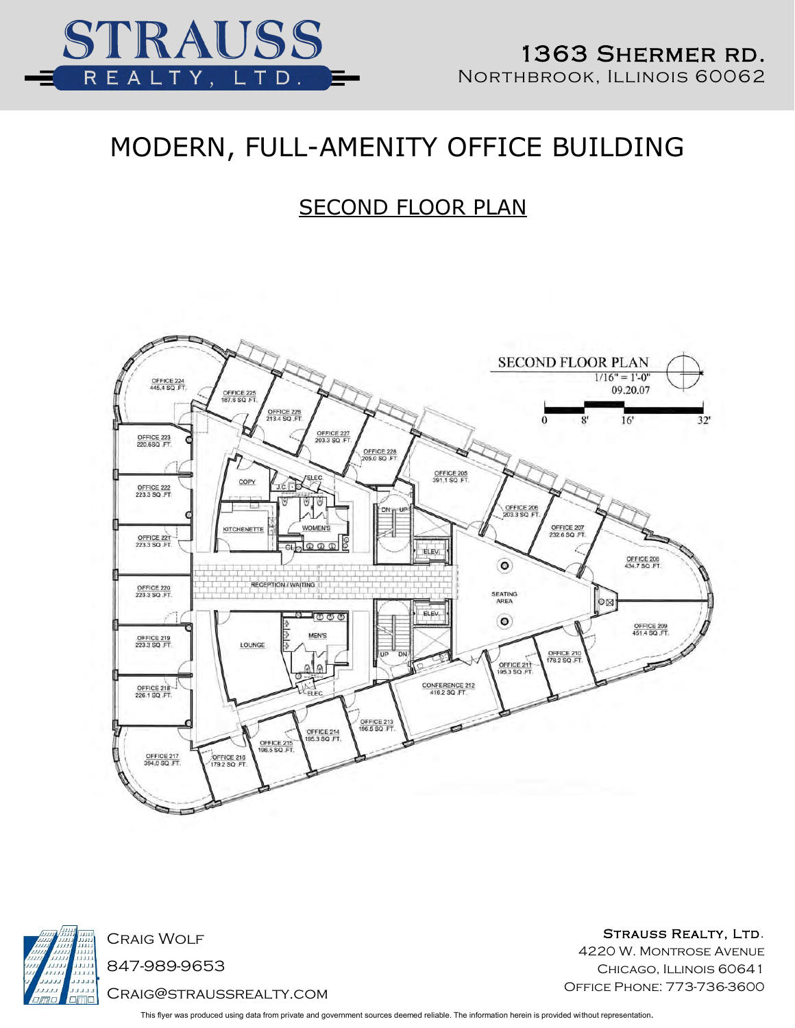# STRAUSS REALTY, LTD.

**1363 Shermer Rd.**
Northbrook, Illinois 60062

## MODERN, FULL-AMENITY OFFICE BUILDING

### SECOND FLOOR PLAN

SECOND FLOOR PLAN
1/16" = 1'-0"
09.20.07

0 8' 16' 32'

| Space | Area |
|---|---|
| OFFICE 205 | 391.1 SQ. FT. |
| OFFICE 206 | 203.3 SQ. FT. |
| OFFICE 207 | 232.6 SQ. FT. |
| OFFICE 208 | 434.7 SQ. FT. |
| OFFICE 209 | 451.4 SQ. FT. |
| OFFICE 210 | 178.2 SQ. FT. |
| OFFICE 211 | 195.3 SQ. FT. |
| CONFERENCE 212 | 416.2 SQ. FT. |
| OFFICE 213 | 196.5 SQ. FT. |
| OFFICE 214 | 185.3 SQ. FT. |
| OFFICE 215 | 196.5 SQ. FT. |
| OFFICE 216 | 179.2 SQ. FT. |
| OFFICE 217 | 394.0 SQ. FT. |
| OFFICE 218 | 226.1 SQ. FT. |
| OFFICE 219 | 223.3 SQ. FT. |
| OFFICE 220 | 223.3 SQ. FT. |
| OFFICE 221 | 223.3 SQ. FT. |
| OFFICE 222 | 223.3 SQ. FT. |
| OFFICE 223 | 220.6 SQ. FT. |
| OFFICE 224 | 445.4 SQ. FT. |
| OFFICE 225 | 187.6 SQ. FT. |
| OFFICE 226 | 213.4 SQ. FT. |
| OFFICE 227 | 203.3 SQ. FT. |
| OFFICE 228 | 205.0 SQ. FT. |

COPY, J.C., ELEC, KITCHENETTE, WOMEN'S, CL, RECEPTION / WAITING, LOUNGE, MEN'S, ELEC, DN, UP, ELEV, ELEV, UP, DN, SEATING AREA

Craig Wolf
847-989-9653
Craig@straussrealty.com

**Strauss Realty, Ltd.**
4220 W. Montrose Avenue
Chicago, Illinois 60641
Office Phone: 773-736-3600

This flyer was produced using data from private and government sources deemed reliable. The information herein is provided without representation.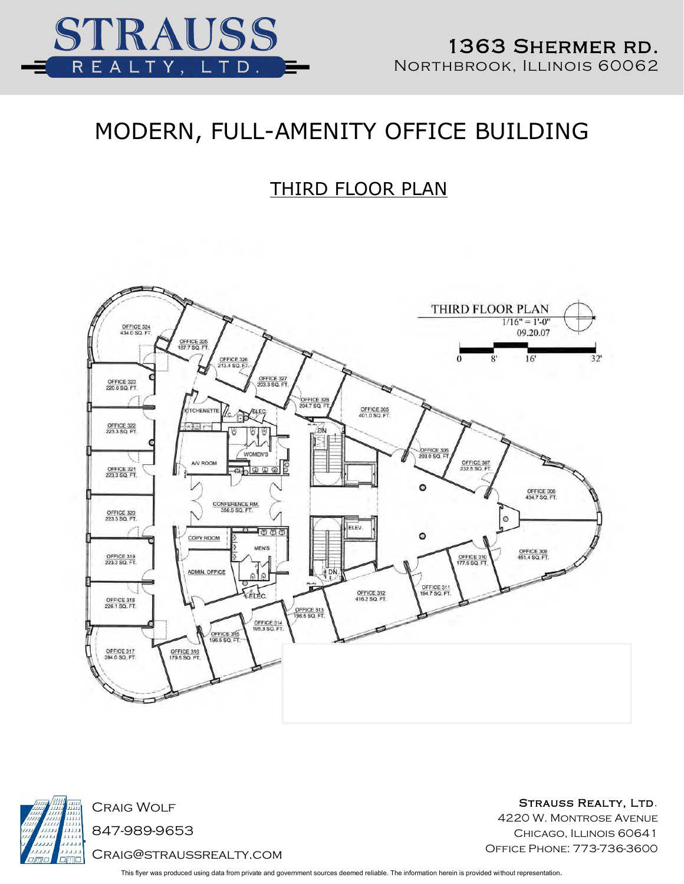# STRAUSS REALTY, LTD.

**1363 Shermer Rd.**
Northbrook, Illinois 60062

## MODERN, FULL-AMENITY OFFICE BUILDING

### THIRD FLOOR PLAN

THIRD FLOOR PLAN
1/16" = 1'-0"
09.20.07

0 8' 16' 32'

OFFICE 324 434.0 SQ. FT.
OFFICE 325 187.7 SQ. FT.
OFFICE 326 213.4 SQ. FT.
OFFICE 327 203.3 SQ. FT.
OFFICE 328 204.7 SQ. FT.
OFFICE 305 401.0 SQ. FT.
OFFICE 306 203.0 SQ. FT.
OFFICE 307 232.5 SQ. FT.
OFFICE 308 434.7 SQ. FT.
OFFICE 309 451.4 SQ. FT.
OFFICE 310 177.6 SQ. FT.
OFFICE 311 194.7 SQ. FT.
OFFICE 312 416.2 SQ. FT.
OFFICE 313 196.5 SQ. FT.
OFFICE 314 195.3 SQ. FT.
OFFICE 315 196.5 SQ. FT.
OFFICE 316 179.5 SQ. FT.
OFFICE 317 394.0 SQ. FT.
OFFICE 318 226.1 SQ. FT.
OFFICE 319 223.3 SQ. FT.
OFFICE 320 223.3 SQ. FT.
OFFICE 321 223.3 SQ. FT.
OFFICE 322 223.3 SQ. FT.
OFFICE 323 220.6 SQ. FT.
KITCHENETTE
J.C.
ELEC.
WOMEN'S
A/V ROOM
CL.
CONFERENCE RM. 356.5 SQ. FT.
COPY ROOM
MEN'S
ADMIN. OFFICE
ELEC.
ELEV.
DN

Craig Wolf
847-989-9653
Craig@straussrealty.com

**Strauss Realty, Ltd.**
4220 W. Montrose Avenue
Chicago, Illinois 60641
Office Phone: 773-736-3600

This flyer was produced using data from private and government sources deemed reliable. The information herein is provided without representation.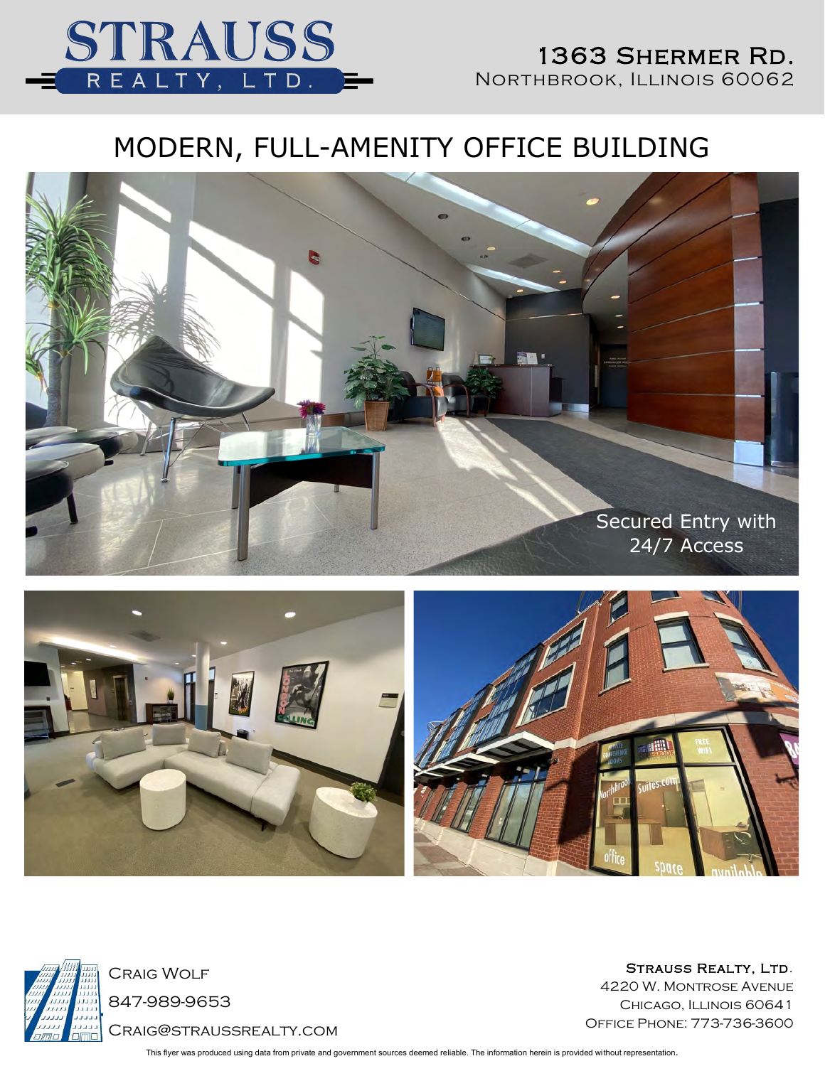# STRAUSS REALTY, LTD.

**1363 Shermer Rd.**
Northbrook, Illinois 60062

## MODERN, FULL-AMENITY OFFICE BUILDING

Secured Entry with 24/7 Access

Craig Wolf
847-989-9653
Craig@straussrealty.com

**Strauss Realty, Ltd.**
4220 W. Montrose Avenue
Chicago, Illinois 60641
Office Phone: 773-736-3600

This flyer was produced using data from private and government sources deemed reliable. The information herein is provided without representation.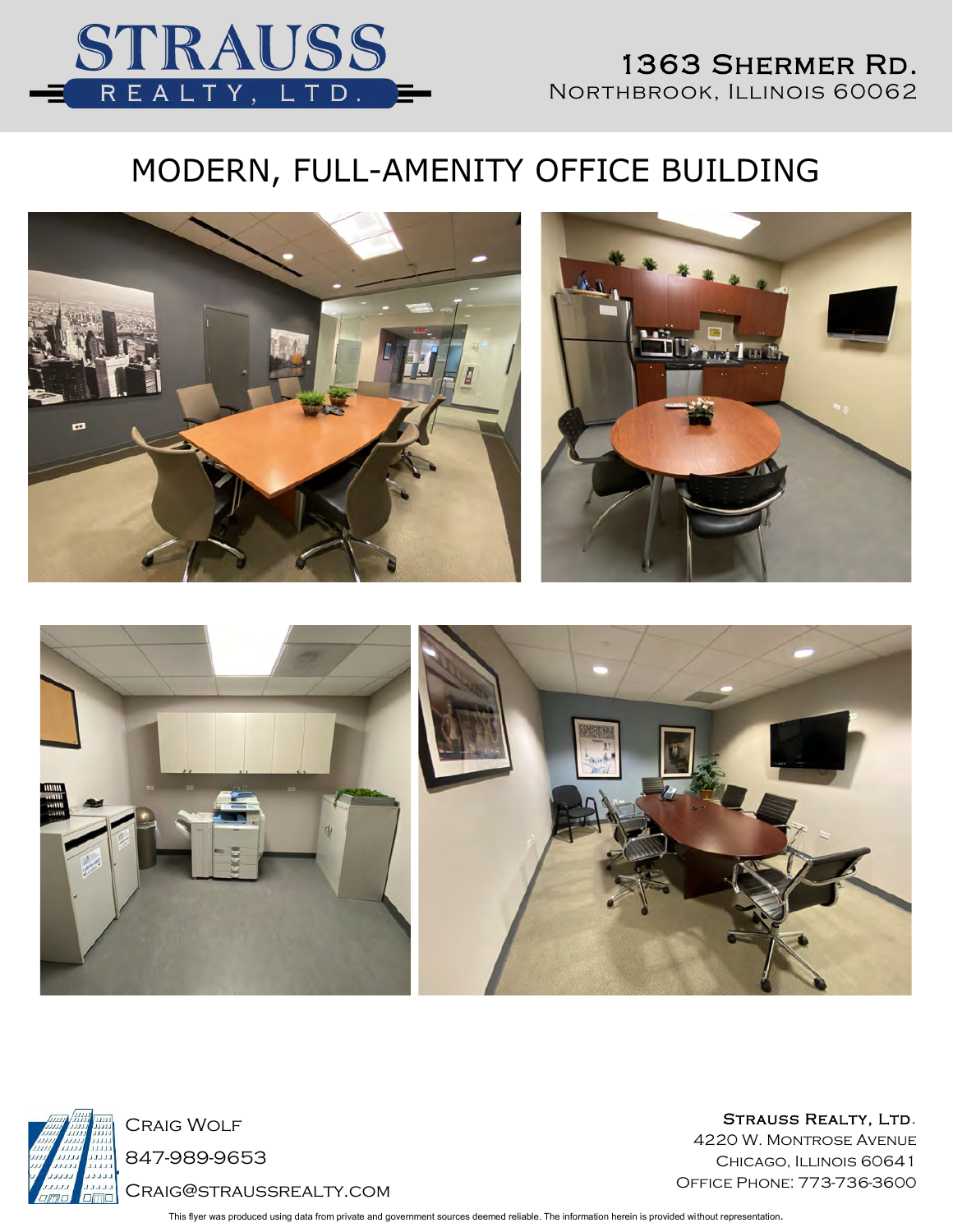# STRAUSS REALTY, LTD.

**1363 Shermer Rd.**
Northbrook, Illinois 60062

## MODERN, FULL-AMENITY OFFICE BUILDING

Craig Wolf
847-989-9653
Craig@straussrealty.com

**Strauss Realty, Ltd.**
4220 W. Montrose Avenue
Chicago, Illinois 60641
Office Phone: 773-736-3600

This flyer was produced using data from private and government sources deemed reliable. The information herein is provided without representation.